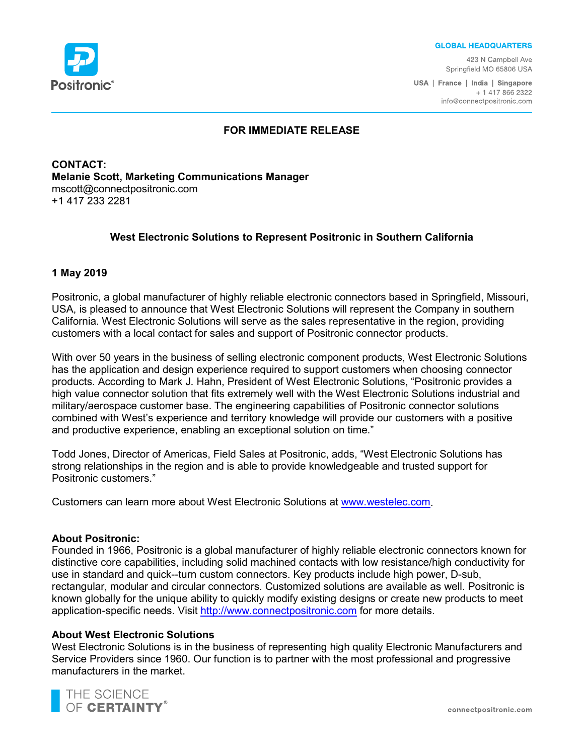**GLOBAL HEADQUARTERS**

423 N Campbell Ave
Springfield MO 65806 USA

USA | France | India | Singapore
+ 1 417 866 2322
info@connectpositronic.com

**FOR IMMEDIATE RELEASE**

**CONTACT:**
**Melanie Scott, Marketing Communications Manager**
mscott@connectpositronic.com
+1 417 233 2281

**West Electronic Solutions to Represent Positronic in Southern California**

**1 May 2019**

Positronic, a global manufacturer of highly reliable electronic connectors based in Springfield, Missouri, USA, is pleased to announce that West Electronic Solutions will represent the Company in southern California. West Electronic Solutions will serve as the sales representative in the region, providing customers with a local contact for sales and support of Positronic connector products.

With over 50 years in the business of selling electronic component products, West Electronic Solutions has the application and design experience required to support customers when choosing connector products. According to Mark J. Hahn, President of West Electronic Solutions, "Positronic provides a high value connector solution that fits extremely well with the West Electronic Solutions industrial and military/aerospace customer base. The engineering capabilities of Positronic connector solutions combined with West's experience and territory knowledge will provide our customers with a positive and productive experience, enabling an exceptional solution on time."

Todd Jones, Director of Americas, Field Sales at Positronic, adds, "West Electronic Solutions has strong relationships in the region and is able to provide knowledgeable and trusted support for Positronic customers."

Customers can learn more about West Electronic Solutions at [www.westelec.com](http://www.westelec.com).

**About Positronic:**
Founded in 1966, Positronic is a global manufacturer of highly reliable electronic connectors known for distinctive core capabilities, including solid machined contacts with low resistance/high conductivity for use in standard and quick--turn custom connectors. Key products include high power, D-sub, rectangular, modular and circular connectors. Customized solutions are available as well. Positronic is known globally for the unique ability to quickly modify existing designs or create new products to meet application-specific needs. Visit [http://www.connectpositronic.com](http://www.connectpositronic.com) for more details.

**About West Electronic Solutions**
West Electronic Solutions is in the business of representing high quality Electronic Manufacturers and Service Providers since 1960. Our function is to partner with the most professional and progressive manufacturers in the market.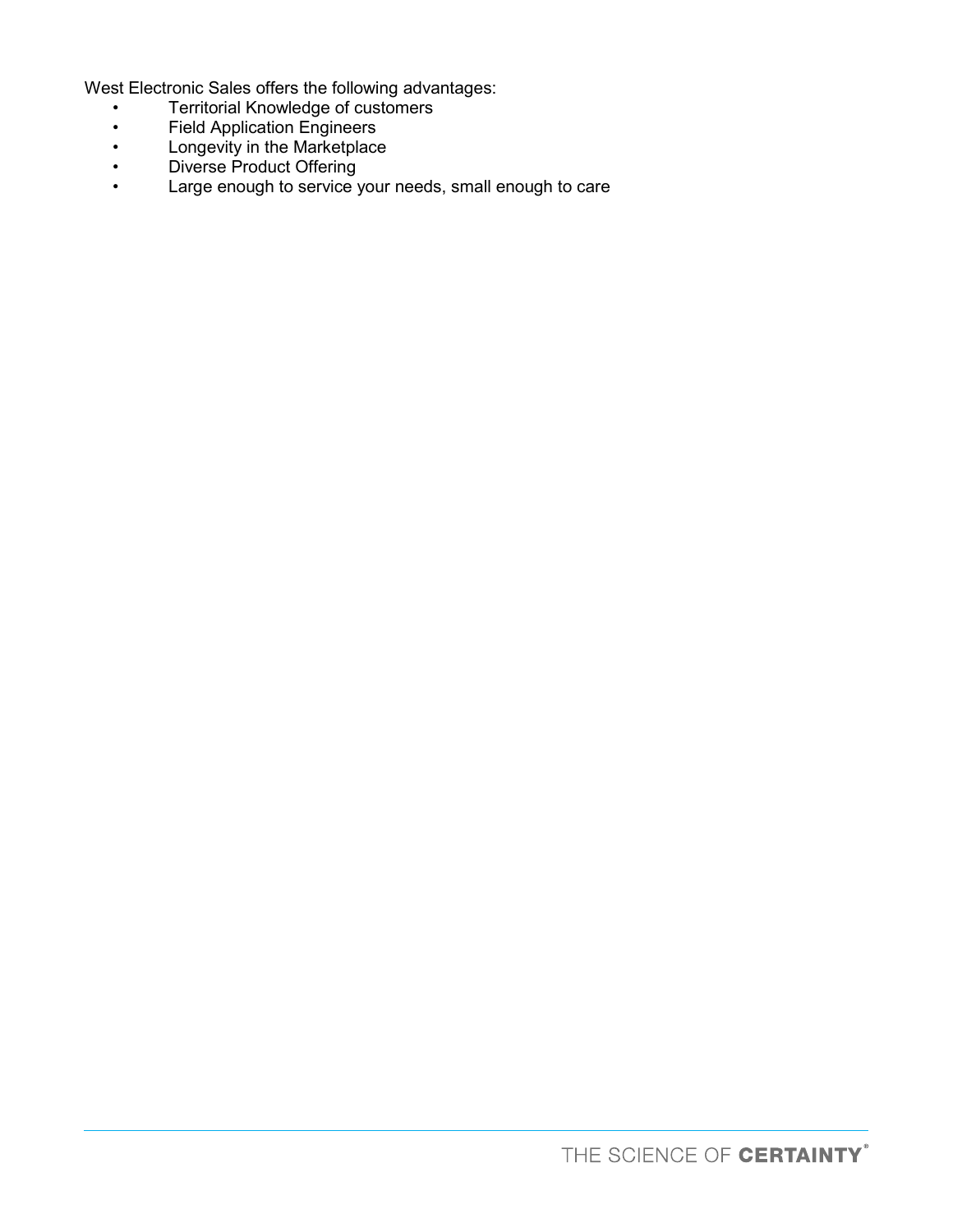West Electronic Sales offers the following advantages:

- Territorial Knowledge of customers
- Field Application Engineers
- Longevity in the Marketplace
- Diverse Product Offering
- Large enough to service your needs, small enough to care